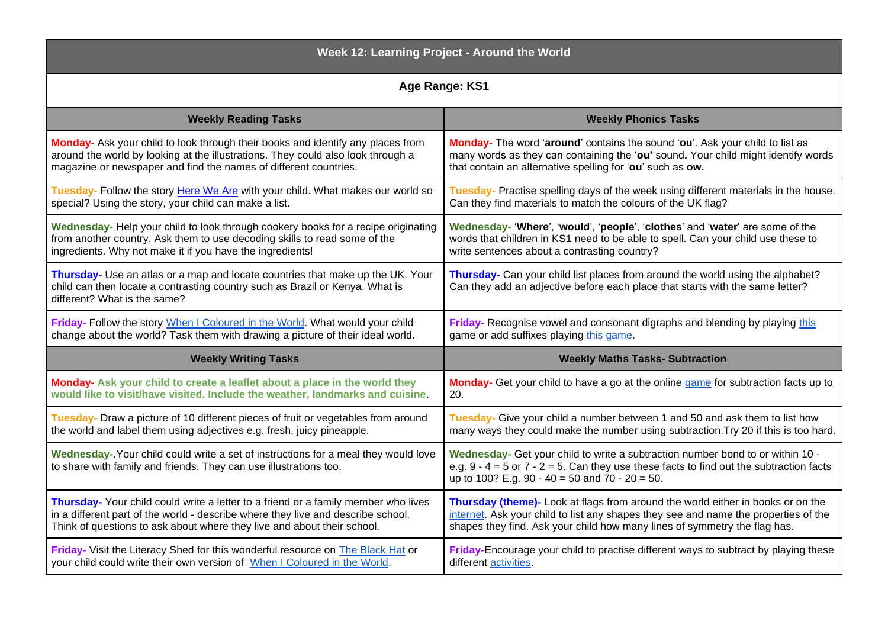# Week 12: Learning Project - Around the World

**Age Range: KS1**

| Weekly Reading Tasks | Weekly Phonics Tasks |
|---|---|
| **Monday-** Ask your child to look through their books and identify any places from around the world by looking at the illustrations. They could also look through a magazine or newspaper and find the names of different countries. | **Monday-** The word '**around**' contains the sound '**ou**'. Ask your child to list as many words as they can containing the '**ou'** sound**.** Your child might identify words that contain an alternative spelling for '**ou**' such as **ow.** |
| **Tuesday-** Follow the story Here We Are with your child. What makes our world so special? Using the story, your child can make a list. | **Tuesday-** Practise spelling days of the week using different materials in the house. Can they find materials to match the colours of the UK flag? |
| **Wednesday-** Help your child to look through cookery books for a recipe originating from another country. Ask them to use decoding skills to read some of the ingredients. Why not make it if you have the ingredients! | **Wednesday-** '**Where**', '**would**', '**people**', '**clothes**' and '**water**' are some of the words that children in KS1 need to be able to spell. Can your child use these to write sentences about a contrasting country? |
| **Thursday-** Use an atlas or a map and locate countries that make up the UK. Your child can then locate a contrasting country such as Brazil or Kenya. What is different? What is the same? | **Thursday-** Can your child list places from around the world using the alphabet? Can they add an adjective before each place that starts with the same letter? |
| **Friday-** Follow the story When I Coloured in the World. What would your child change about the world? Task them with drawing a picture of their ideal world. | **Friday-** Recognise vowel and consonant digraphs and blending by playing this game or add suffixes playing this game. |
| **Weekly Writing Tasks** | **Weekly Maths Tasks- Subtraction** |
| **Monday- Ask your child to create a leaflet about a place in the world they would like to visit/have visited. Include the weather, landmarks and cuisine**. | **Monday-** Get your child to have a go at the online game for subtraction facts up to 20. |
| **Tuesday-** Draw a picture of 10 different pieces of fruit or vegetables from around the world and label them using adjectives e.g. fresh, juicy pineapple. | **Tuesday-** Give your child a number between 1 and 50 and ask them to list how many ways they could make the number using subtraction.Try 20 if this is too hard. |
| **Wednesday-**.Your child could write a set of instructions for a meal they would love to share with family and friends. They can use illustrations too. | **Wednesday-** Get your child to write a subtraction number bond to or within 10 - e.g. 9 - 4 = 5 or 7 - 2 = 5. Can they use these facts to find out the subtraction facts up to 100? E.g. 90 - 40 = 50 and 70 - 20 = 50. |
| **Thursday-** Your child could write a letter to a friend or a family member who lives in a different part of the world - describe where they live and describe school. Think of questions to ask about where they live and about their school. | **Thursday (theme)-** Look at flags from around the world either in books or on the internet. Ask your child to list any shapes they see and name the properties of the shapes they find. Ask your child how many lines of symmetry the flag has. |
| **Friday-** Visit the Literacy Shed for this wonderful resource on The Black Hat or your child could write their own version of When I Coloured in the World. | **Friday-**Encourage your child to practise different ways to subtract by playing these different activities. |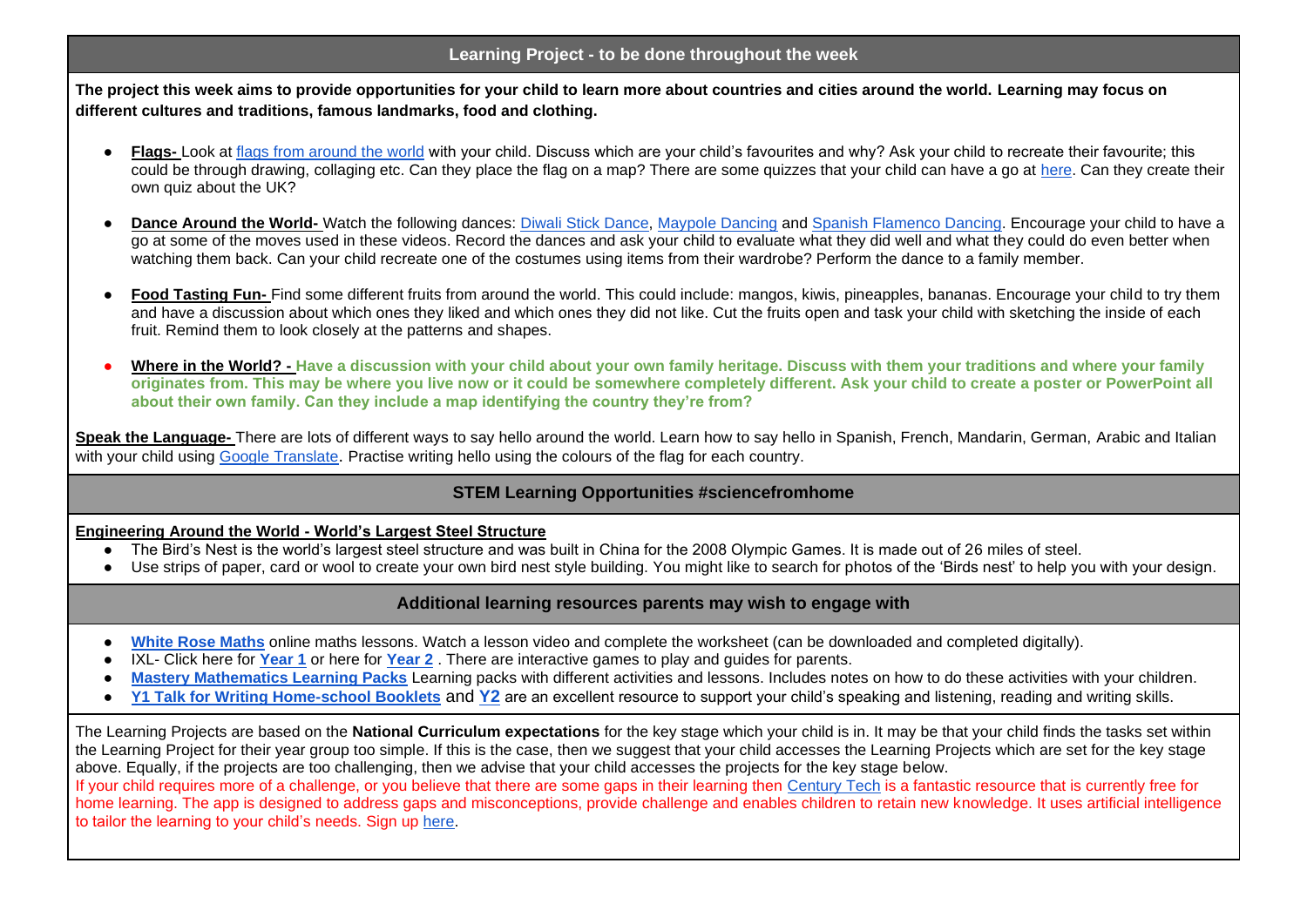## Learning Project - to be done throughout the week

**The project this week aims to provide opportunities for your child to learn more about countries and cities around the world. Learning may focus on different cultures and traditions, famous landmarks, food and clothing.**

- **Flags-** Look at flags from around the world with your child. Discuss which are your child's favourites and why? Ask your child to recreate their favourite; this could be through drawing, collaging etc. Can they place the flag on a map? There are some quizzes that your child can have a go at here. Can they create their own quiz about the UK?
- **Dance Around the World-** Watch the following dances: Diwali Stick Dance, Maypole Dancing and Spanish Flamenco Dancing. Encourage your child to have a go at some of the moves used in these videos. Record the dances and ask your child to evaluate what they did well and what they could do even better when watching them back. Can your child recreate one of the costumes using items from their wardrobe? Perform the dance to a family member.
- **Food Tasting Fun-** Find some different fruits from around the world. This could include: mangos, kiwis, pineapples, bananas. Encourage your child to try them and have a discussion about which ones they liked and which ones they did not like. Cut the fruits open and task your child with sketching the inside of each fruit. Remind them to look closely at the patterns and shapes.
- **Where in the World? - Have a discussion with your child about your own family heritage. Discuss with them your traditions and where your family originates from. This may be where you live now or it could be somewhere completely different. Ask your child to create a poster or PowerPoint all about their own family. Can they include a map identifying the country they're from?**

**Speak the Language-** There are lots of different ways to say hello around the world. Learn how to say hello in Spanish, French, Mandarin, German, Arabic and Italian with your child using Google Translate. Practise writing hello using the colours of the flag for each country.

## STEM Learning Opportunities #sciencefromhome

**Engineering Around the World - World's Largest Steel Structure**

- The Bird's Nest is the world's largest steel structure and was built in China for the 2008 Olympic Games. It is made out of 26 miles of steel.
- Use strips of paper, card or wool to create your own bird nest style building. You might like to search for photos of the 'Birds nest' to help you with your design.

## Additional learning resources parents may wish to engage with

- **White Rose Maths** online maths lessons. Watch a lesson video and complete the worksheet (can be downloaded and completed digitally).
- IXL- Click here for **Year 1** or here for **Year 2** . There are interactive games to play and guides for parents.
- **Mastery Mathematics Learning Packs** Learning packs with different activities and lessons. Includes notes on how to do these activities with your children.
- **Y1 Talk for Writing Home-school Booklets** and **Y2** are an excellent resource to support your child's speaking and listening, reading and writing skills.

The Learning Projects are based on the **National Curriculum expectations** for the key stage which your child is in. It may be that your child finds the tasks set within the Learning Project for their year group too simple. If this is the case, then we suggest that your child accesses the Learning Projects which are set for the key stage above. Equally, if the projects are too challenging, then we advise that your child accesses the projects for the key stage below.
If your child requires more of a challenge, or you believe that there are some gaps in their learning then Century Tech is a fantastic resource that is currently free for home learning. The app is designed to address gaps and misconceptions, provide challenge and enables children to retain new knowledge. It uses artificial intelligence to tailor the learning to your child's needs. Sign up here.